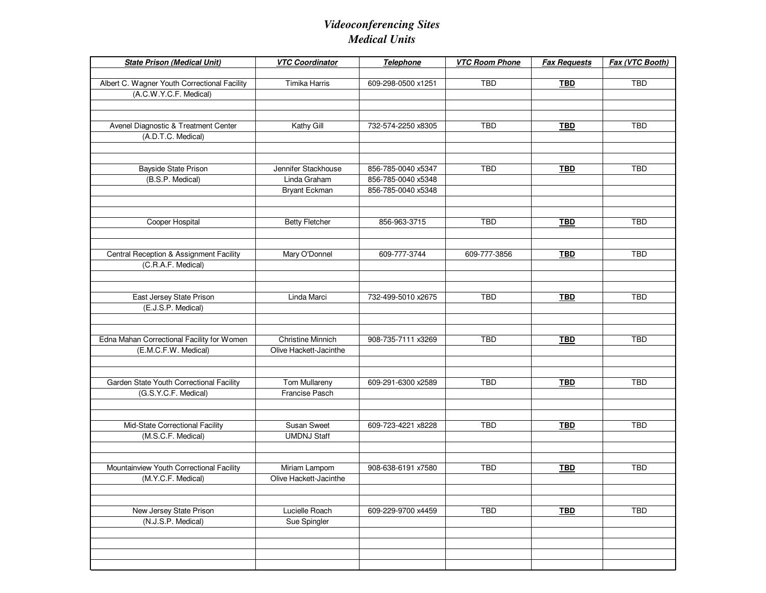# *Videoconferencing Sites*
## *Medical Units*

| ***State Prison (Medical Unit)*** | ***VTC Coordinator*** | ***Telephone*** | ***VTC Room Phone*** | ***Fax Requests*** | ***Fax (VTC Booth)*** |
|---|---|---|---|---|---|
| Albert C. Wagner Youth Correctional Facility | Timika Harris | 609-298-0500 x1251 | TBD | **TBD** | TBD |
| (A.C.W.Y.C.F. Medical) | | | | | |
| Avenel Diagnostic & Treatment Center | Kathy Gill | 732-574-2250 x8305 | TBD | **TBD** | TBD |
| (A.D.T.C. Medical) | | | | | |
| Bayside State Prison | Jennifer Stackhouse | 856-785-0040 x5347 | TBD | **TBD** | TBD |
| (B.S.P. Medical) | Linda Graham | 856-785-0040 x5348 | | | |
| | Bryant Eckman | 856-785-0040 x5348 | | | |
| Cooper Hospital | Betty Fletcher | 856-963-3715 | TBD | **TBD** | TBD |
| Central Reception & Assignment Facility | Mary O'Donnel | 609-777-3744 | 609-777-3856 | **TBD** | TBD |
| (C.R.A.F. Medical) | | | | | |
| East Jersey State Prison | Linda Marci | 732-499-5010 x2675 | TBD | **TBD** | TBD |
| (E.J.S.P. Medical) | | | | | |
| Edna Mahan Correctional Facility for Women | Christine Minnich | 908-735-7111 x3269 | TBD | **TBD** | TBD |
| (E.M.C.F.W. Medical) | Olive Hackett-Jacinthe | | | | |
| Garden State Youth Correctional Facility | Tom Mullareny | 609-291-6300 x2589 | TBD | **TBD** | TBD |
| (G.S.Y.C.F. Medical) | Francise Pasch | | | | |
| Mid-State Correctional Facility | Susan Sweet | 609-723-4221 x8228 | TBD | **TBD** | TBD |
| (M.S.C.F. Medical) | UMDNJ Staff | | | | |
| Mountainview Youth Correctional Facility | Miriam Lampom | 908-638-6191 x7580 | TBD | **TBD** | TBD |
| (M.Y.C.F. Medical) | Olive Hackett-Jacinthe | | | | |
| New Jersey State Prison | Lucielle Roach | 609-229-9700 x4459 | TBD | **TBD** | TBD |
| (N.J.S.P. Medical) | Sue Spingler | | | | |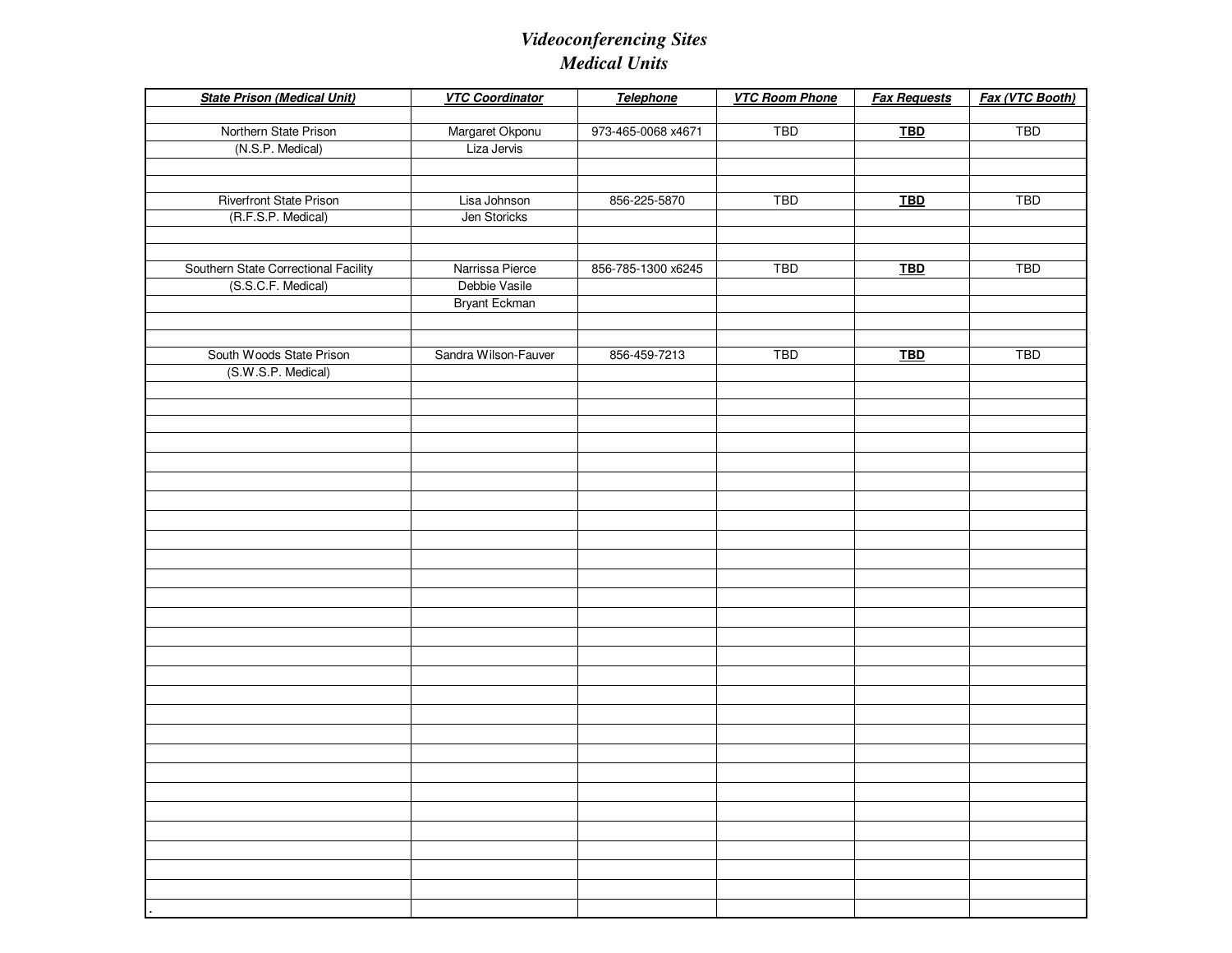# *Videoconferencing Sites*
# *Medical Units*

| ***State Prison (Medical Unit)*** | ***VTC Coordinator*** | ***Telephone*** | ***VTC Room Phone*** | ***Fax Requests*** | ***Fax (VTC Booth)*** |
|---|---|---|---|---|---|
| | | | | | |
| Northern State Prison | Margaret Okponu | 973-465-0068 x4671 | TBD | **TBD** | TBD |
| (N.S.P. Medical) | Liza Jervis | | | | |
| | | | | | |
| | | | | | |
| Riverfront State Prison | Lisa Johnson | 856-225-5870 | TBD | **TBD** | TBD |
| (R.F.S.P. Medical) | Jen Storicks | | | | |
| | | | | | |
| | | | | | |
| Southern State Correctional Facility | Narrissa Pierce | 856-785-1300 x6245 | TBD | **TBD** | TBD |
| (S.S.C.F. Medical) | Debbie Vasile | | | | |
| | Bryant Eckman | | | | |
| | | | | | |
| | | | | | |
| South Woods State Prison | Sandra Wilson-Fauver | 856-459-7213 | TBD | **TBD** | TBD |
| (S.W.S.P. Medical) | | | | | |